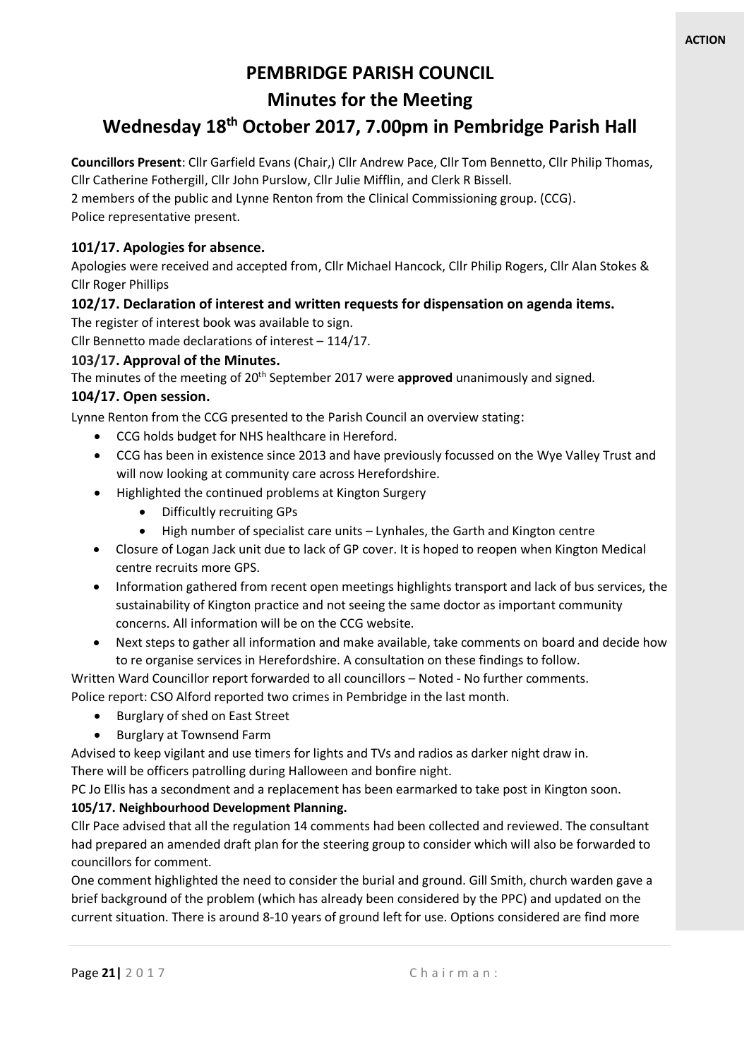**ACTION**

# PEMBRIDGE PARISH COUNCIL

## Minutes for the Meeting

## Wednesday 18th October 2017, 7.00pm in Pembridge Parish Hall

**Councillors Present**: Cllr Garfield Evans (Chair,) Cllr Andrew Pace, Cllr Tom Bennetto, Cllr Philip Thomas, Cllr Catherine Fothergill, Cllr John Purslow, Cllr Julie Mifflin, and Clerk R Bissell.
2 members of the public and Lynne Renton from the Clinical Commissioning group. (CCG).
Police representative present.

### 101/17. Apologies for absence.

Apologies were received and accepted from, Cllr Michael Hancock, Cllr Philip Rogers, Cllr Alan Stokes & Cllr Roger Phillips

### 102/17. Declaration of interest and written requests for dispensation on agenda items.

The register of interest book was available to sign.
Cllr Bennetto made declarations of interest – 114/17.

### 103/17. Approval of the Minutes.

The minutes of the meeting of 20th September 2017 were **approved** unanimously and signed.

### 104/17. Open session.

Lynne Renton from the CCG presented to the Parish Council an overview stating:

- CCG holds budget for NHS healthcare in Hereford.
- CCG has been in existence since 2013 and have previously focussed on the Wye Valley Trust and will now looking at community care across Herefordshire.
- Highlighted the continued problems at Kington Surgery
  - Difficultly recruiting GPs
  - High number of specialist care units – Lynhales, the Garth and Kington centre
- Closure of Logan Jack unit due to lack of GP cover. It is hoped to reopen when Kington Medical centre recruits more GPS.
- Information gathered from recent open meetings highlights transport and lack of bus services, the sustainability of Kington practice and not seeing the same doctor as important community concerns. All information will be on the CCG website.
- Next steps to gather all information and make available, take comments on board and decide how to re organise services in Herefordshire. A consultation on these findings to follow.

Written Ward Councillor report forwarded to all councillors – Noted - No further comments.
Police report: CSO Alford reported two crimes in Pembridge in the last month.

- Burglary of shed on East Street
- Burglary at Townsend Farm

Advised to keep vigilant and use timers for lights and TVs and radios as darker night draw in.
There will be officers patrolling during Halloween and bonfire night.
PC Jo Ellis has a secondment and a replacement has been earmarked to take post in Kington soon.

### 105/17. Neighbourhood Development Planning.

Cllr Pace advised that all the regulation 14 comments had been collected and reviewed. The consultant had prepared an amended draft plan for the steering group to consider which will also be forwarded to councillors for comment.
One comment highlighted the need to consider the burial and ground. Gill Smith, church warden gave a brief background of the problem (which has already been considered by the PPC) and updated on the current situation. There is around 8-10 years of ground left for use. Options considered are find more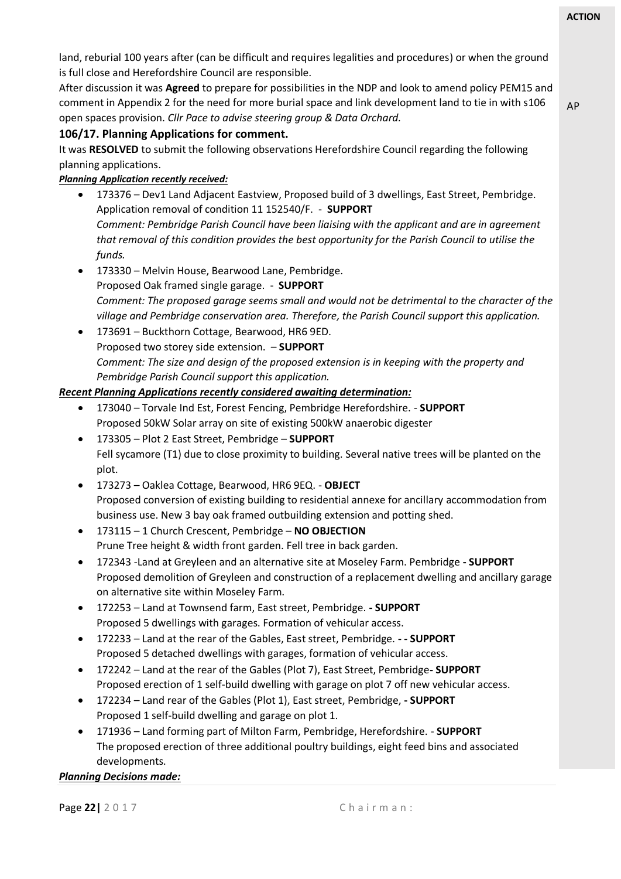land, reburial 100 years after (can be difficult and requires legalities and procedures) or when the ground is full close and Herefordshire Council are responsible.

After discussion it was **Agreed** to prepare for possibilities in the NDP and look to amend policy PEM15 and comment in Appendix 2 for the need for more burial space and link development land to tie in with s106 open spaces provision. *Cllr Pace to advise steering group & Data Orchard.*

AP

### 106/17. Planning Applications for comment.

It was **RESOLVED** to submit the following observations Herefordshire Council regarding the following planning applications.

***Planning Application recently received:***

- 173376 – Dev1 Land Adjacent Eastview, Proposed build of 3 dwellings, East Street, Pembridge. Application removal of condition 11 152540/F. - **SUPPORT**
  *Comment: Pembridge Parish Council have been liaising with the applicant and are in agreement that removal of this condition provides the best opportunity for the Parish Council to utilise the funds.*
- 173330 – Melvin House, Bearwood Lane, Pembridge.
  Proposed Oak framed single garage. - **SUPPORT**
  *Comment: The proposed garage seems small and would not be detrimental to the character of the village and Pembridge conservation area. Therefore, the Parish Council support this application.*
- 173691 – Buckthorn Cottage, Bearwood, HR6 9ED.
  Proposed two storey side extension. – **SUPPORT**
  *Comment: The size and design of the proposed extension is in keeping with the property and Pembridge Parish Council support this application.*

***Recent Planning Applications recently considered awaiting determination:***

- 173040 – Torvale Ind Est, Forest Fencing, Pembridge Herefordshire. - **SUPPORT**
  Proposed 50kW Solar array on site of existing 500kW anaerobic digester
- 173305 – Plot 2 East Street, Pembridge – **SUPPORT**
  Fell sycamore (T1) due to close proximity to building. Several native trees will be planted on the plot.
- 173273 – Oaklea Cottage, Bearwood, HR6 9EQ. - **OBJECT**
  Proposed conversion of existing building to residential annexe for ancillary accommodation from business use. New 3 bay oak framed outbuilding extension and potting shed.
- 173115 – 1 Church Crescent, Pembridge – **NO OBJECTION**
  Prune Tree height & width front garden. Fell tree in back garden.
- 172343 -Land at Greyleen and an alternative site at Moseley Farm. Pembridge **- SUPPORT**
  Proposed demolition of Greyleen and construction of a replacement dwelling and ancillary garage on alternative site within Moseley Farm.
- 172253 – Land at Townsend farm, East street, Pembridge. **- SUPPORT**
  Proposed 5 dwellings with garages. Formation of vehicular access.
- 172233 – Land at the rear of the Gables, East street, Pembridge. **- - SUPPORT**
  Proposed 5 detached dwellings with garages, formation of vehicular access.
- 172242 – Land at the rear of the Gables (Plot 7), East Street, Pembridge**- SUPPORT**
  Proposed erection of 1 self-build dwelling with garage on plot 7 off new vehicular access.
- 172234 – Land rear of the Gables (Plot 1), East street, Pembridge, **- SUPPORT**
  Proposed 1 self-build dwelling and garage on plot 1.
- 171936 – Land forming part of Milton Farm, Pembridge, Herefordshire. - **SUPPORT**
  The proposed erection of three additional poultry buildings, eight feed bins and associated developments.

***Planning Decisions made:***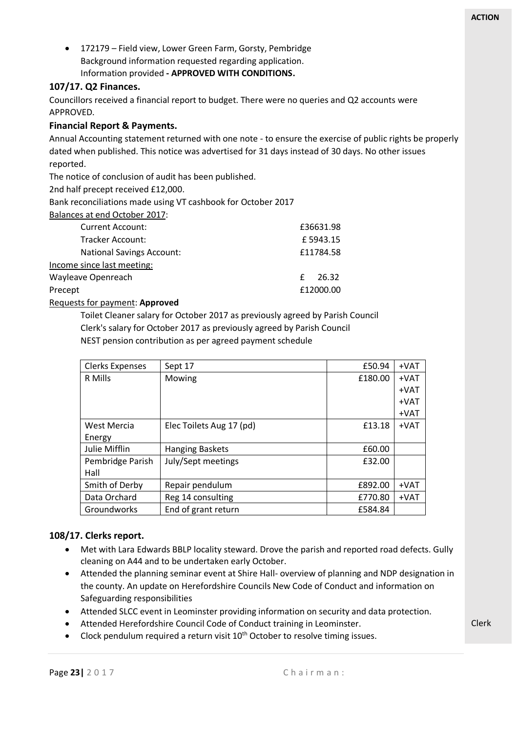**ACTION**

- 172179 – Field view, Lower Green Farm, Gorsty, Pembridge
  Background information requested regarding application.
  Information provided **- APPROVED WITH CONDITIONS.**

### 107/17. Q2 Finances.

Councillors received a financial report to budget. There were no queries and Q2 accounts were APPROVED.

### Financial Report & Payments.

Annual Accounting statement returned with one note - to ensure the exercise of public rights be properly dated when published. This notice was advertised for 31 days instead of 30 days. No other issues reported.

The notice of conclusion of audit has been published.

2nd half precept received £12,000.

Bank reconciliations made using VT cashbook for October 2017

Balances at end October 2017:

| | |
|---|---|
| Current Account: | £36631.98 |
| Tracker Account: | £ 5943.15 |
| National Savings Account: | £11784.58 |

Income since last meeting:

| | |
|---|---|
| Wayleave Openreach | £ 26.32 |
| Precept | £12000.00 |

Requests for payment: **Approved**

Toilet Cleaner salary for October 2017 as previously agreed by Parish Council
Clerk's salary for October 2017 as previously agreed by Parish Council
NEST pension contribution as per agreed payment schedule

| | | | |
|---|---|---|---|
| Clerks Expenses | Sept 17 | £50.94 | +VAT |
| R Mills | Mowing | £180.00 | +VAT<br>+VAT<br>+VAT<br>+VAT |
| West Mercia Energy | Elec Toilets Aug 17 (pd) | £13.18 | +VAT |
| Julie Mifflin | Hanging Baskets | £60.00 | |
| Pembridge Parish Hall | July/Sept meetings | £32.00 | |
| Smith of Derby | Repair pendulum | £892.00 | +VAT |
| Data Orchard | Reg 14 consulting | £770.80 | +VAT |
| Groundworks | End of grant return | £584.84 | |

### 108/17. Clerks report.

- Met with Lara Edwards BBLP locality steward. Drove the parish and reported road defects. Gully cleaning on A44 and to be undertaken early October.
- Attended the planning seminar event at Shire Hall- overview of planning and NDP designation in the county. An update on Herefordshire Councils New Code of Conduct and information on Safeguarding responsibilities
- Attended SLCC event in Leominster providing information on security and data protection.
- Attended Herefordshire Council Code of Conduct training in Leominster. — Clerk
- Clock pendulum required a return visit 10th October to resolve timing issues.

Chairman: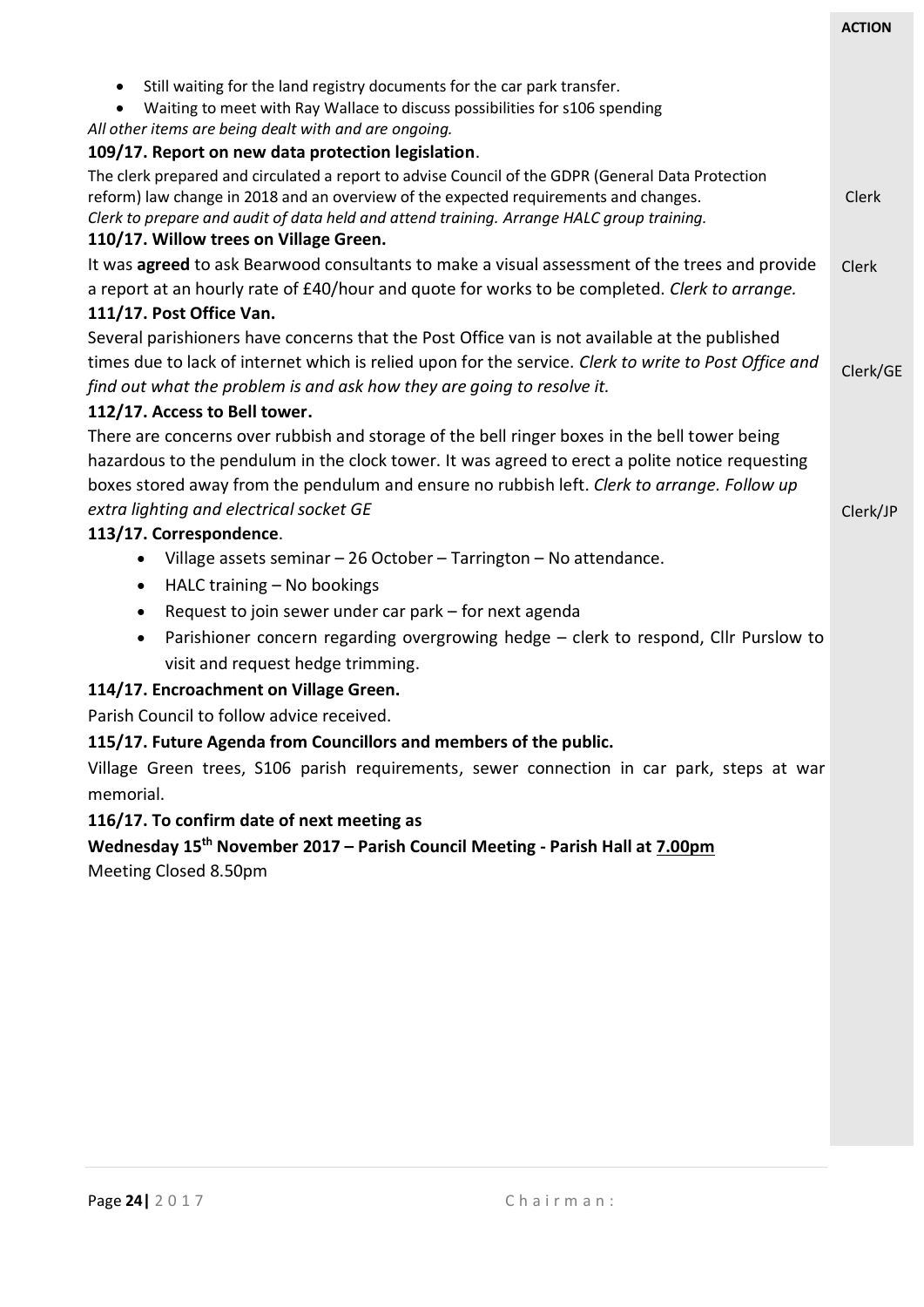**ACTION**

- Still waiting for the land registry documents for the car park transfer.
- Waiting to meet with Ray Wallace to discuss possibilities for s106 spending

*All other items are being dealt with and are ongoing.*

**109/17. Report on new data protection legislation**.

The clerk prepared and circulated a report to advise Council of the GDPR (General Data Protection reform) law change in 2018 and an overview of the expected requirements and changes.
*Clerk to prepare and audit of data held and attend training. Arrange HALC group training.* — Clerk

**110/17. Willow trees on Village Green.**

It was **agreed** to ask Bearwood consultants to make a visual assessment of the trees and provide a report at an hourly rate of £40/hour and quote for works to be completed. *Clerk to arrange.* — Clerk

**111/17. Post Office Van.**

Several parishioners have concerns that the Post Office van is not available at the published times due to lack of internet which is relied upon for the service. *Clerk to write to Post Office and find out what the problem is and ask how they are going to resolve it.* — Clerk/GE

**112/17. Access to Bell tower.**

There are concerns over rubbish and storage of the bell ringer boxes in the bell tower being hazardous to the pendulum in the clock tower. It was agreed to erect a polite notice requesting boxes stored away from the pendulum and ensure no rubbish left. *Clerk to arrange. Follow up extra lighting and electrical socket GE* — Clerk/JP

**113/17. Correspondence**.

- Village assets seminar – 26 October – Tarrington – No attendance.
- HALC training – No bookings
- Request to join sewer under car park – for next agenda
- Parishioner concern regarding overgrowing hedge – clerk to respond, Cllr Purslow to visit and request hedge trimming.

**114/17. Encroachment on Village Green.**

Parish Council to follow advice received.

**115/17. Future Agenda from Councillors and members of the public.**

Village Green trees, S106 parish requirements, sewer connection in car park, steps at war memorial.

**116/17. To confirm date of next meeting as**

**Wednesday 15th November 2017 – Parish Council Meeting - Parish Hall at 7.00pm**

Meeting Closed 8.50pm

Chairman: